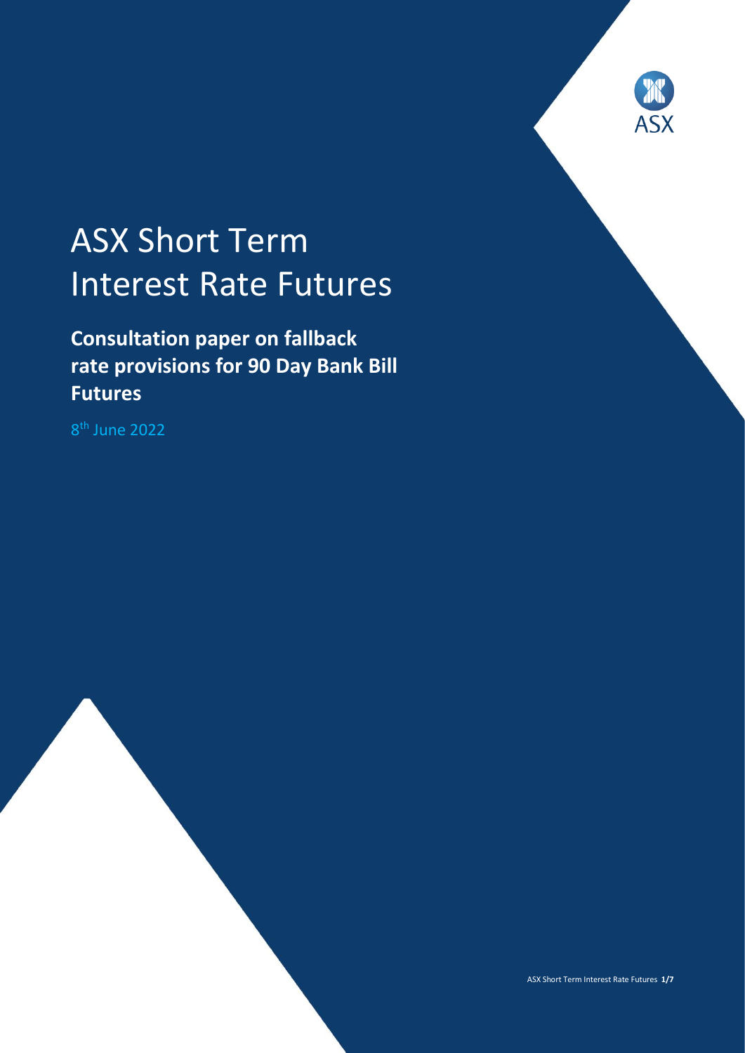# ASX Short Term Interest Rate Futures

## Consultation paper on fallback rate provisions for 90 Day Bank Bill Futures

8th June 2022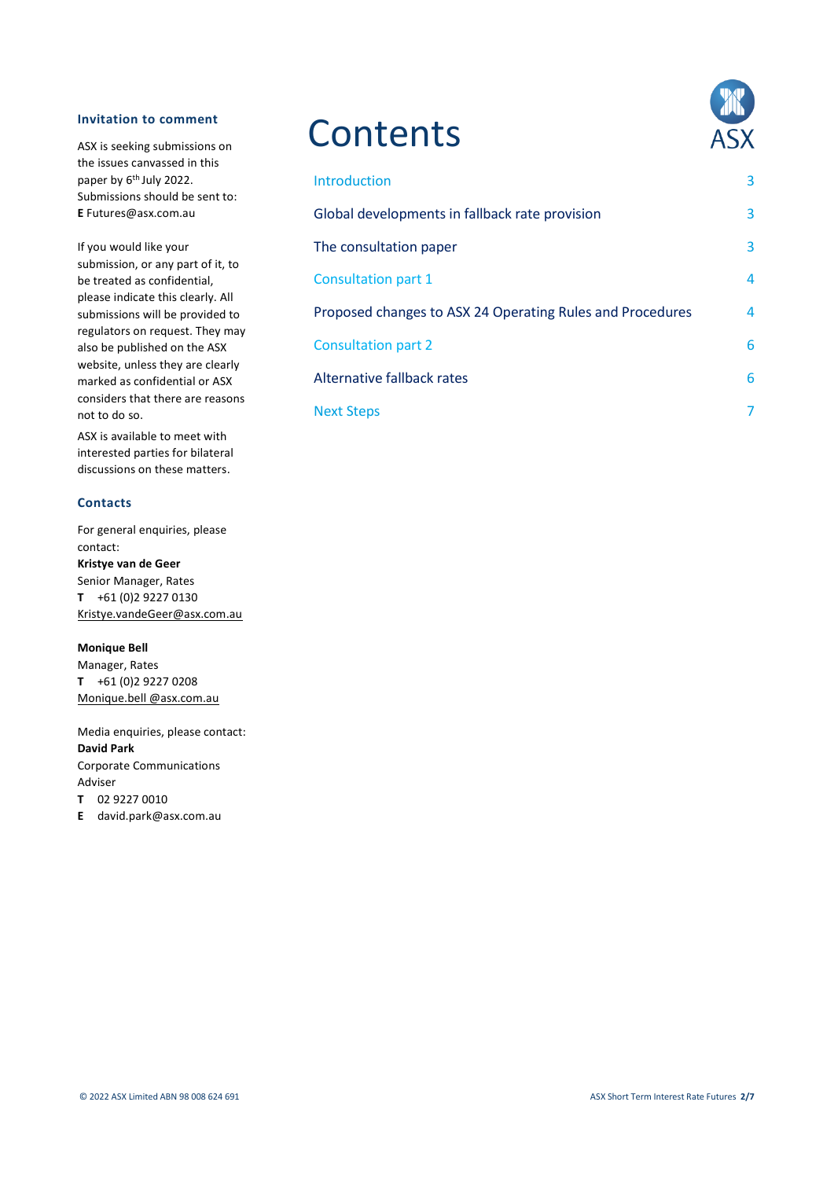### Invitation to comment

ASX is seeking submissions on the issues canvassed in this paper by 6th July 2022. Submissions should be sent to:
**E** Futures@asx.com.au

If you would like your submission, or any part of it, to be treated as confidential, please indicate this clearly. All submissions will be provided to regulators on request. They may also be published on the ASX website, unless they are clearly marked as confidential or ASX considers that there are reasons not to do so.

ASX is available to meet with interested parties for bilateral discussions on these matters.

### Contacts

For general enquiries, please contact:
**Kristye van de Geer**
Senior Manager, Rates
**T** +61 (0)2 9227 0130
Kristye.vandeGeer@asx.com.au

**Monique Bell**
Manager, Rates
**T** +61 (0)2 9227 0208
Monique.bell @asx.com.au

Media enquiries, please contact:
**David Park**
Corporate Communications Adviser
**T** 02 9227 0010
**E** david.park@asx.com.au

# Contents

| | |
|---|---|
| Introduction | 3 |
| Global developments in fallback rate provision | 3 |
| The consultation paper | 3 |
| Consultation part 1 | 4 |
| Proposed changes to ASX 24 Operating Rules and Procedures | 4 |
| Consultation part 2 | 6 |
| Alternative fallback rates | 6 |
| Next Steps | 7 |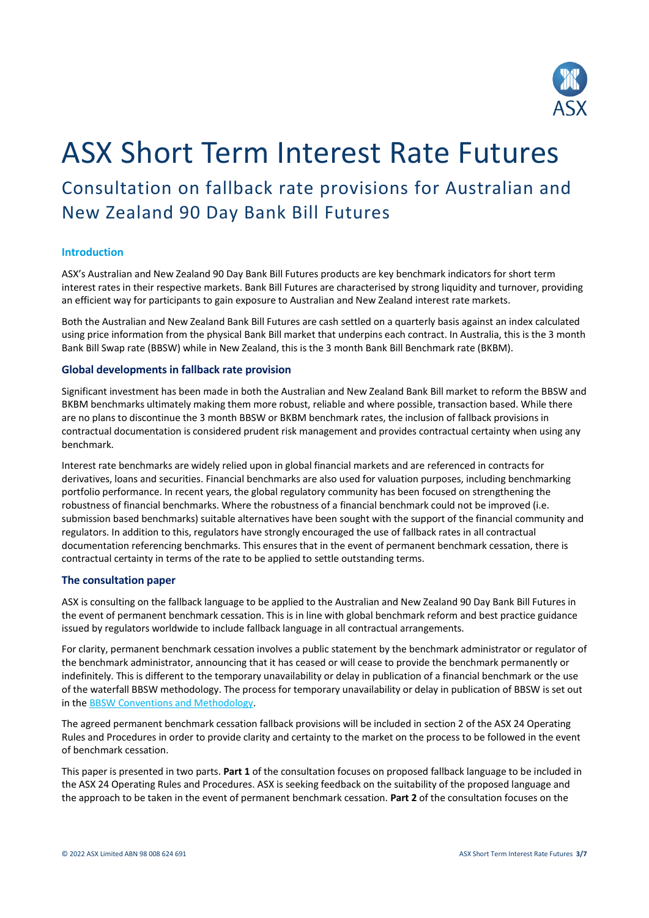# ASX Short Term Interest Rate Futures

## Consultation on fallback rate provisions for Australian and New Zealand 90 Day Bank Bill Futures

### Introduction

ASX's Australian and New Zealand 90 Day Bank Bill Futures products are key benchmark indicators for short term interest rates in their respective markets. Bank Bill Futures are characterised by strong liquidity and turnover, providing an efficient way for participants to gain exposure to Australian and New Zealand interest rate markets.

Both the Australian and New Zealand Bank Bill Futures are cash settled on a quarterly basis against an index calculated using price information from the physical Bank Bill market that underpins each contract. In Australia, this is the 3 month Bank Bill Swap rate (BBSW) while in New Zealand, this is the 3 month Bank Bill Benchmark rate (BKBM).

### Global developments in fallback rate provision

Significant investment has been made in both the Australian and New Zealand Bank Bill market to reform the BBSW and BKBM benchmarks ultimately making them more robust, reliable and where possible, transaction based. While there are no plans to discontinue the 3 month BBSW or BKBM benchmark rates, the inclusion of fallback provisions in contractual documentation is considered prudent risk management and provides contractual certainty when using any benchmark.

Interest rate benchmarks are widely relied upon in global financial markets and are referenced in contracts for derivatives, loans and securities. Financial benchmarks are also used for valuation purposes, including benchmarking portfolio performance. In recent years, the global regulatory community has been focused on strengthening the robustness of financial benchmarks. Where the robustness of a financial benchmark could not be improved (i.e. submission based benchmarks) suitable alternatives have been sought with the support of the financial community and regulators. In addition to this, regulators have strongly encouraged the use of fallback rates in all contractual documentation referencing benchmarks. This ensures that in the event of permanent benchmark cessation, there is contractual certainty in terms of the rate to be applied to settle outstanding terms.

### The consultation paper

ASX is consulting on the fallback language to be applied to the Australian and New Zealand 90 Day Bank Bill Futures in the event of permanent benchmark cessation. This is in line with global benchmark reform and best practice guidance issued by regulators worldwide to include fallback language in all contractual arrangements.

For clarity, permanent benchmark cessation involves a public statement by the benchmark administrator or regulator of the benchmark administrator, announcing that it has ceased or will cease to provide the benchmark permanently or indefinitely. This is different to the temporary unavailability or delay in publication of a financial benchmark or the use of the waterfall BBSW methodology. The process for temporary unavailability or delay in publication of BBSW is set out in the BBSW Conventions and Methodology.

The agreed permanent benchmark cessation fallback provisions will be included in section 2 of the ASX 24 Operating Rules and Procedures in order to provide clarity and certainty to the market on the process to be followed in the event of benchmark cessation.

This paper is presented in two parts. **Part 1** of the consultation focuses on proposed fallback language to be included in the ASX 24 Operating Rules and Procedures. ASX is seeking feedback on the suitability of the proposed language and the approach to be taken in the event of permanent benchmark cessation. **Part 2** of the consultation focuses on the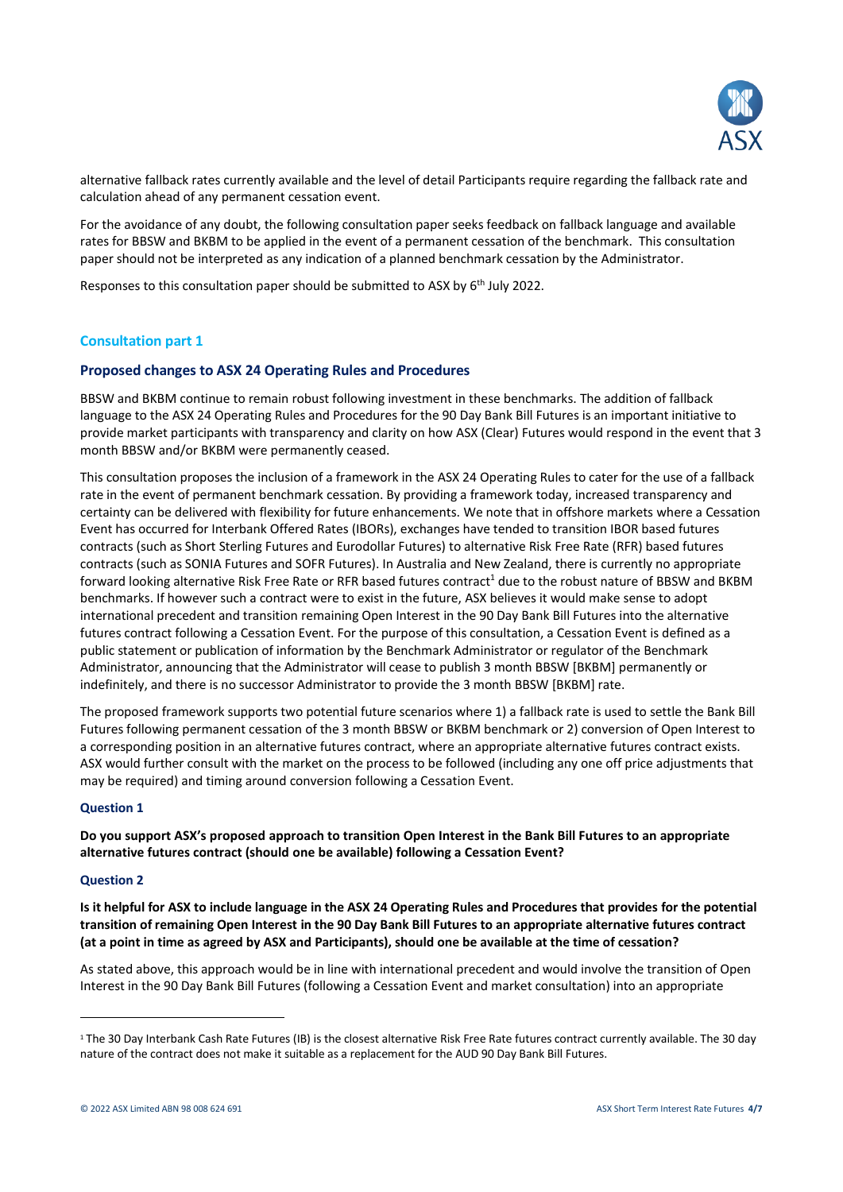alternative fallback rates currently available and the level of detail Participants require regarding the fallback rate and calculation ahead of any permanent cessation event.

For the avoidance of any doubt, the following consultation paper seeks feedback on fallback language and available rates for BBSW and BKBM to be applied in the event of a permanent cessation of the benchmark. This consultation paper should not be interpreted as any indication of a planned benchmark cessation by the Administrator.

Responses to this consultation paper should be submitted to ASX by 6th July 2022.

## Consultation part 1

### Proposed changes to ASX 24 Operating Rules and Procedures

BBSW and BKBM continue to remain robust following investment in these benchmarks. The addition of fallback language to the ASX 24 Operating Rules and Procedures for the 90 Day Bank Bill Futures is an important initiative to provide market participants with transparency and clarity on how ASX (Clear) Futures would respond in the event that 3 month BBSW and/or BKBM were permanently ceased.

This consultation proposes the inclusion of a framework in the ASX 24 Operating Rules to cater for the use of a fallback rate in the event of permanent benchmark cessation. By providing a framework today, increased transparency and certainty can be delivered with flexibility for future enhancements. We note that in offshore markets where a Cessation Event has occurred for Interbank Offered Rates (IBORs), exchanges have tended to transition IBOR based futures contracts (such as Short Sterling Futures and Eurodollar Futures) to alternative Risk Free Rate (RFR) based futures contracts (such as SONIA Futures and SOFR Futures). In Australia and New Zealand, there is currently no appropriate forward looking alternative Risk Free Rate or RFR based futures contract[1] due to the robust nature of BBSW and BKBM benchmarks. If however such a contract were to exist in the future, ASX believes it would make sense to adopt international precedent and transition remaining Open Interest in the 90 Day Bank Bill Futures into the alternative futures contract following a Cessation Event. For the purpose of this consultation, a Cessation Event is defined as a public statement or publication of information by the Benchmark Administrator or regulator of the Benchmark Administrator, announcing that the Administrator will cease to publish 3 month BBSW [BKBM] permanently or indefinitely, and there is no successor Administrator to provide the 3 month BBSW [BKBM] rate.

The proposed framework supports two potential future scenarios where 1) a fallback rate is used to settle the Bank Bill Futures following permanent cessation of the 3 month BBSW or BKBM benchmark or 2) conversion of Open Interest to a corresponding position in an alternative futures contract, where an appropriate alternative futures contract exists. ASX would further consult with the market on the process to be followed (including any one off price adjustments that may be required) and timing around conversion following a Cessation Event.

#### Question 1

**Do you support ASX's proposed approach to transition Open Interest in the Bank Bill Futures to an appropriate alternative futures contract (should one be available) following a Cessation Event?**

#### Question 2

**Is it helpful for ASX to include language in the ASX 24 Operating Rules and Procedures that provides for the potential transition of remaining Open Interest in the 90 Day Bank Bill Futures to an appropriate alternative futures contract (at a point in time as agreed by ASX and Participants), should one be available at the time of cessation?**

As stated above, this approach would be in line with international precedent and would involve the transition of Open Interest in the 90 Day Bank Bill Futures (following a Cessation Event and market consultation) into an appropriate

---

[1] The 30 Day Interbank Cash Rate Futures (IB) is the closest alternative Risk Free Rate futures contract currently available. The 30 day nature of the contract does not make it suitable as a replacement for the AUD 90 Day Bank Bill Futures.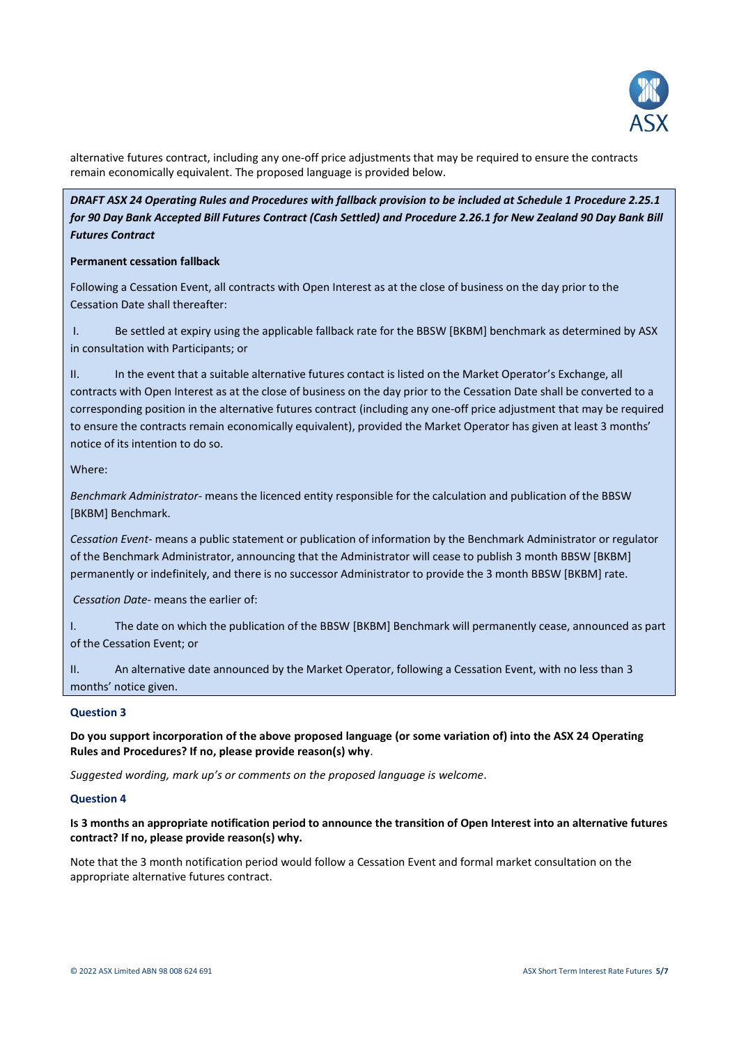alternative futures contract, including any one-off price adjustments that may be required to ensure the contracts remain economically equivalent. The proposed language is provided below.

***DRAFT ASX 24 Operating Rules and Procedures with fallback provision to be included at Schedule 1 Procedure 2.25.1 for 90 Day Bank Accepted Bill Futures Contract (Cash Settled) and Procedure 2.26.1 for New Zealand 90 Day Bank Bill Futures Contract***

**Permanent cessation fallback**

Following a Cessation Event, all contracts with Open Interest as at the close of business on the day prior to the Cessation Date shall thereafter:

I. Be settled at expiry using the applicable fallback rate for the BBSW [BKBM] benchmark as determined by ASX in consultation with Participants; or

II. In the event that a suitable alternative futures contact is listed on the Market Operator's Exchange, all contracts with Open Interest as at the close of business on the day prior to the Cessation Date shall be converted to a corresponding position in the alternative futures contract (including any one-off price adjustment that may be required to ensure the contracts remain economically equivalent), provided the Market Operator has given at least 3 months' notice of its intention to do so.

Where:

*Benchmark Administrator*- means the licenced entity responsible for the calculation and publication of the BBSW [BKBM] Benchmark.

*Cessation Event*- means a public statement or publication of information by the Benchmark Administrator or regulator of the Benchmark Administrator, announcing that the Administrator will cease to publish 3 month BBSW [BKBM] permanently or indefinitely, and there is no successor Administrator to provide the 3 month BBSW [BKBM] rate.

*Cessation Date*- means the earlier of:

I. The date on which the publication of the BBSW [BKBM] Benchmark will permanently cease, announced as part of the Cessation Event; or

II. An alternative date announced by the Market Operator, following a Cessation Event, with no less than 3 months' notice given.

### Question 3

**Do you support incorporation of the above proposed language (or some variation of) into the ASX 24 Operating Rules and Procedures? If no, please provide reason(s) why**.

*Suggested wording, mark up's or comments on the proposed language is welcome*.

### Question 4

**Is 3 months an appropriate notification period to announce the transition of Open Interest into an alternative futures contract? If no, please provide reason(s) why.**

Note that the 3 month notification period would follow a Cessation Event and formal market consultation on the appropriate alternative futures contract.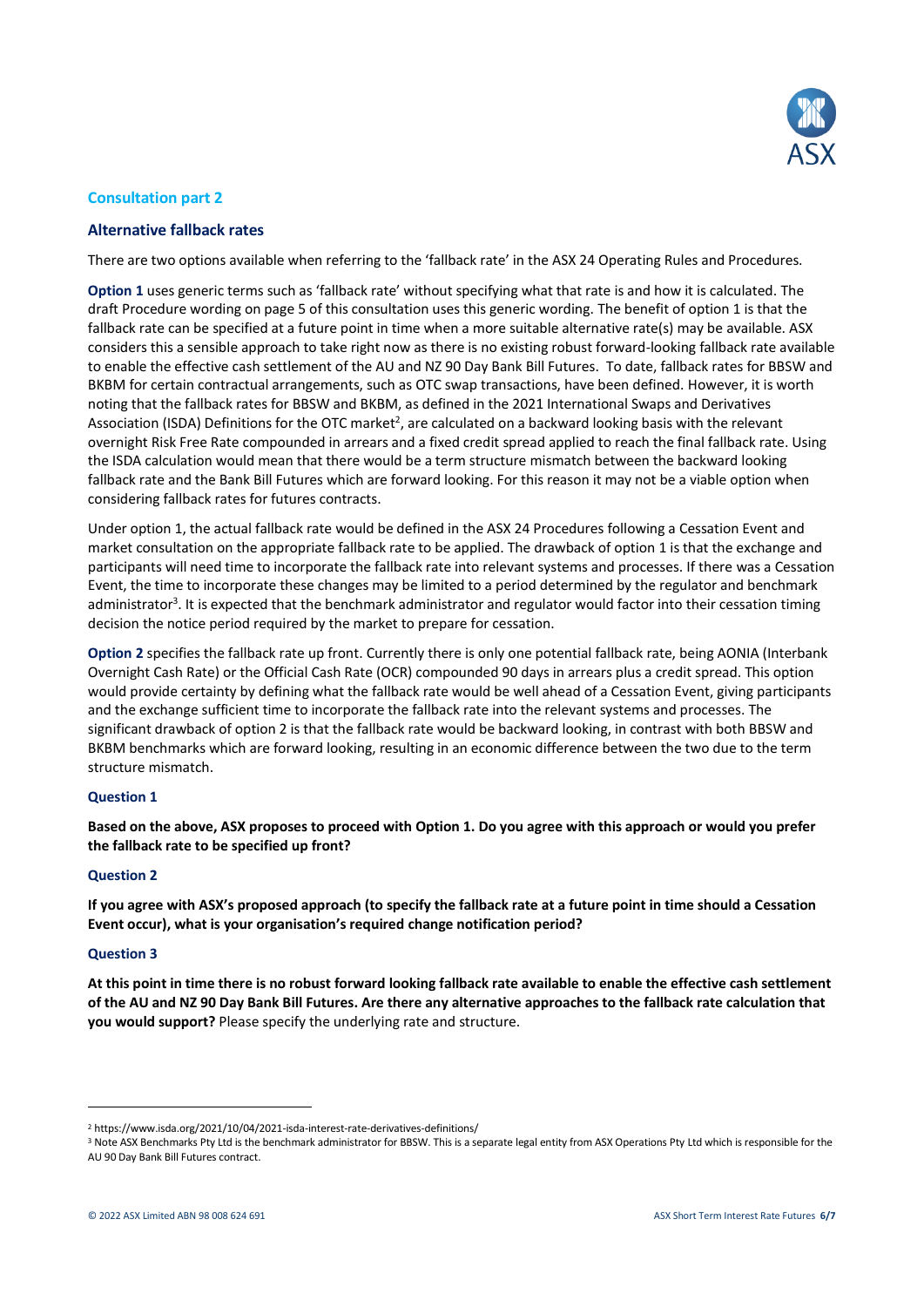## Consultation part 2

### Alternative fallback rates

There are two options available when referring to the 'fallback rate' in the ASX 24 Operating Rules and Procedures.

**Option 1** uses generic terms such as 'fallback rate' without specifying what that rate is and how it is calculated. The draft Procedure wording on page 5 of this consultation uses this generic wording. The benefit of option 1 is that the fallback rate can be specified at a future point in time when a more suitable alternative rate(s) may be available. ASX considers this a sensible approach to take right now as there is no existing robust forward-looking fallback rate available to enable the effective cash settlement of the AU and NZ 90 Day Bank Bill Futures. To date, fallback rates for BBSW and BKBM for certain contractual arrangements, such as OTC swap transactions, have been defined. However, it is worth noting that the fallback rates for BBSW and BKBM, as defined in the 2021 International Swaps and Derivatives Association (ISDA) Definitions for the OTC market[2], are calculated on a backward looking basis with the relevant overnight Risk Free Rate compounded in arrears and a fixed credit spread applied to reach the final fallback rate. Using the ISDA calculation would mean that there would be a term structure mismatch between the backward looking fallback rate and the Bank Bill Futures which are forward looking. For this reason it may not be a viable option when considering fallback rates for futures contracts.

Under option 1, the actual fallback rate would be defined in the ASX 24 Procedures following a Cessation Event and market consultation on the appropriate fallback rate to be applied. The drawback of option 1 is that the exchange and participants will need time to incorporate the fallback rate into relevant systems and processes. If there was a Cessation Event, the time to incorporate these changes may be limited to a period determined by the regulator and benchmark administrator[3]. It is expected that the benchmark administrator and regulator would factor into their cessation timing decision the notice period required by the market to prepare for cessation.

**Option 2** specifies the fallback rate up front. Currently there is only one potential fallback rate, being AONIA (Interbank Overnight Cash Rate) or the Official Cash Rate (OCR) compounded 90 days in arrears plus a credit spread. This option would provide certainty by defining what the fallback rate would be well ahead of a Cessation Event, giving participants and the exchange sufficient time to incorporate the fallback rate into the relevant systems and processes. The significant drawback of option 2 is that the fallback rate would be backward looking, in contrast with both BBSW and BKBM benchmarks which are forward looking, resulting in an economic difference between the two due to the term structure mismatch.

#### Question 1

**Based on the above, ASX proposes to proceed with Option 1. Do you agree with this approach or would you prefer the fallback rate to be specified up front?**

#### Question 2

**If you agree with ASX's proposed approach (to specify the fallback rate at a future point in time should a Cessation Event occur), what is your organisation's required change notification period?**

#### Question 3

**At this point in time there is no robust forward looking fallback rate available to enable the effective cash settlement of the AU and NZ 90 Day Bank Bill Futures. Are there any alternative approaches to the fallback rate calculation that you would support?** Please specify the underlying rate and structure.

---

[2] https://www.isda.org/2021/10/04/2021-isda-interest-rate-derivatives-definitions/

[3] Note ASX Benchmarks Pty Ltd is the benchmark administrator for BBSW. This is a separate legal entity from ASX Operations Pty Ltd which is responsible for the AU 90 Day Bank Bill Futures contract.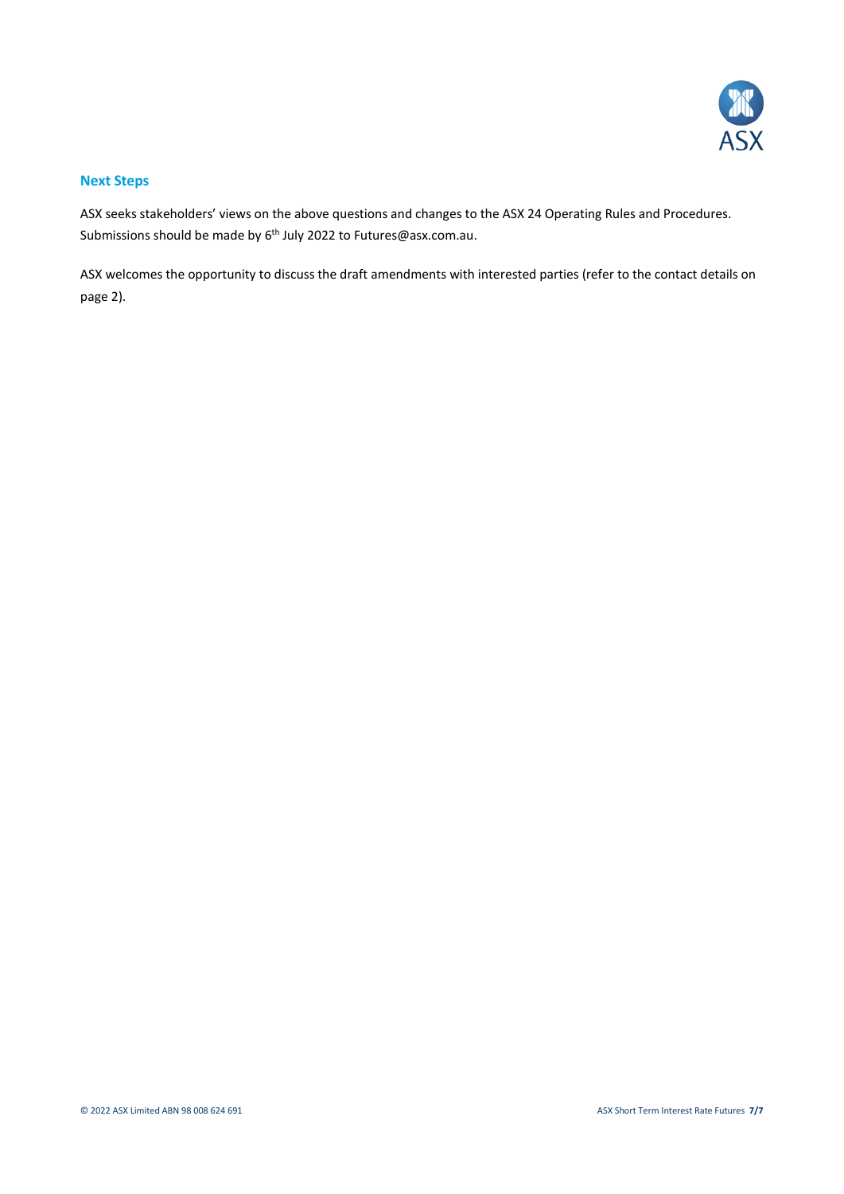## Next Steps

ASX seeks stakeholders' views on the above questions and changes to the ASX 24 Operating Rules and Procedures. Submissions should be made by 6th July 2022 to Futures@asx.com.au.

ASX welcomes the opportunity to discuss the draft amendments with interested parties (refer to the contact details on page 2).